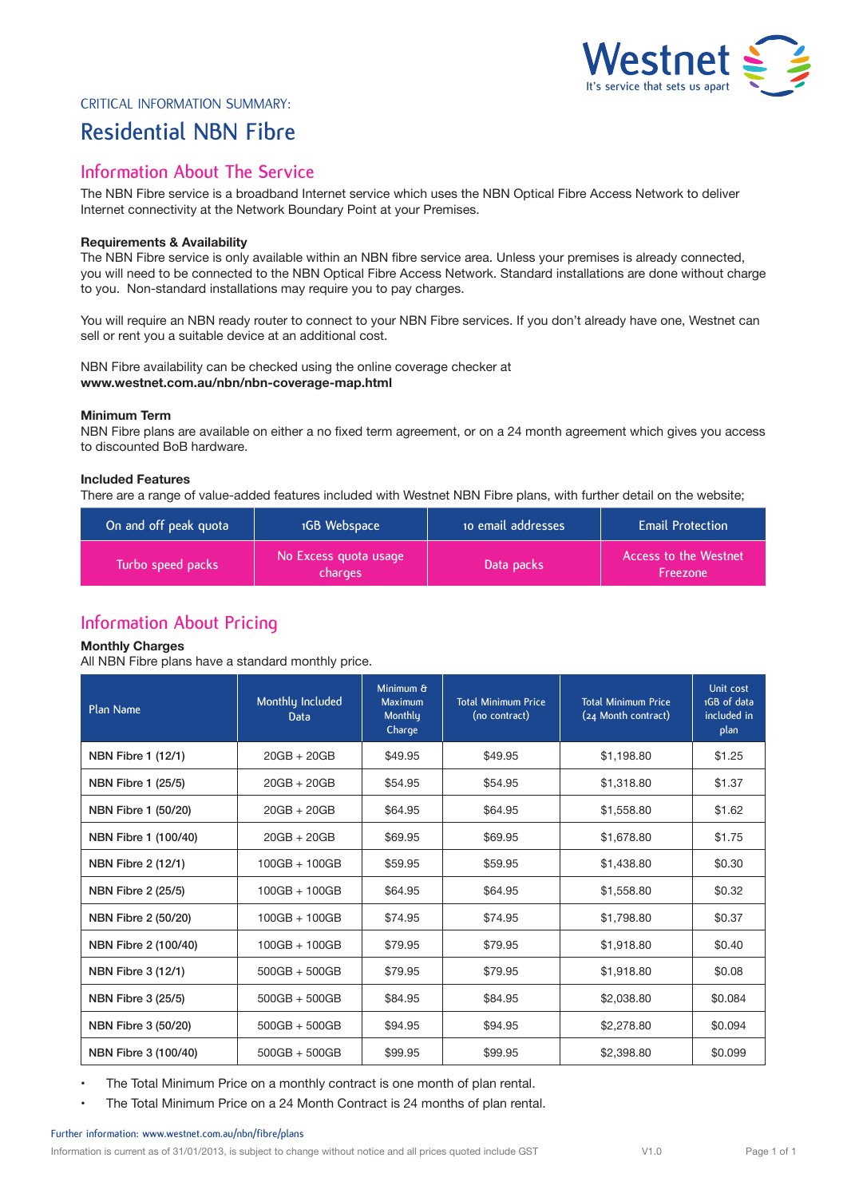Westnet
It's service that sets us apart

CRITICAL INFORMATION SUMMARY:

# Residential NBN Fibre

## Information About The Service

The NBN Fibre service is a broadband Internet service which uses the NBN Optical Fibre Access Network to deliver Internet connectivity at the Network Boundary Point at your Premises.

**Requirements & Availability**

The NBN Fibre service is only available within an NBN fibre service area. Unless your premises is already connected, you will need to be connected to the NBN Optical Fibre Access Network. Standard installations are done without charge to you. Non-standard installations may require you to pay charges.

You will require an NBN ready router to connect to your NBN Fibre services. If you don't already have one, Westnet can sell or rent you a suitable device at an additional cost.

NBN Fibre availability can be checked using the online coverage checker at **www.westnet.com.au/nbn/nbn-coverage-map.html**

**Minimum Term**

NBN Fibre plans are available on either a no fixed term agreement, or on a 24 month agreement which gives you access to discounted BoB hardware.

**Included Features**

There are a range of value-added features included with Westnet NBN Fibre plans, with further detail on the website;

| On and off peak quota | 1GB Webspace | 10 email addresses | Email Protection |
|---|---|---|---|
| Turbo speed packs | No Excess quota usage charges | Data packs | Access to the Westnet Freezone |

## Information About Pricing

**Monthly Charges**

All NBN Fibre plans have a standard monthly price.

| Plan Name | Monthly Included Data | Minimum & Maximum Monthly Charge | Total Minimum Price (no contract) | Total Minimum Price (24 Month contract) | Unit cost 1GB of data included in plan |
|---|---|---|---|---|---|
| NBN Fibre 1 (12/1) | 20GB + 20GB | $49.95 | $49.95 | $1,198.80 | $1.25 |
| NBN Fibre 1 (25/5) | 20GB + 20GB | $54.95 | $54.95 | $1,318.80 | $1.37 |
| NBN Fibre 1 (50/20) | 20GB + 20GB | $64.95 | $64.95 | $1,558.80 | $1.62 |
| NBN Fibre 1 (100/40) | 20GB + 20GB | $69.95 | $69.95 | $1,678.80 | $1.75 |
| NBN Fibre 2 (12/1) | 100GB + 100GB | $59.95 | $59.95 | $1,438.80 | $0.30 |
| NBN Fibre 2 (25/5) | 100GB + 100GB | $64.95 | $64.95 | $1,558.80 | $0.32 |
| NBN Fibre 2 (50/20) | 100GB + 100GB | $74.95 | $74.95 | $1,798.80 | $0.37 |
| NBN Fibre 2 (100/40) | 100GB + 100GB | $79.95 | $79.95 | $1,918.80 | $0.40 |
| NBN Fibre 3 (12/1) | 500GB + 500GB | $79.95 | $79.95 | $1,918.80 | $0.08 |
| NBN Fibre 3 (25/5) | 500GB + 500GB | $84.95 | $84.95 | $2,038.80 | $0.084 |
| NBN Fibre 3 (50/20) | 500GB + 500GB | $94.95 | $94.95 | $2,278.80 | $0.094 |
| NBN Fibre 3 (100/40) | 500GB + 500GB | $99.95 | $99.95 | $2,398.80 | $0.099 |

- The Total Minimum Price on a monthly contract is one month of plan rental.
- The Total Minimum Price on a 24 Month Contract is 24 months of plan rental.

Further information: www.westnet.com.au/nbn/fibre/plans

Information is current as of 31/01/2013, is subject to change without notice and all prices quoted include GST V1.0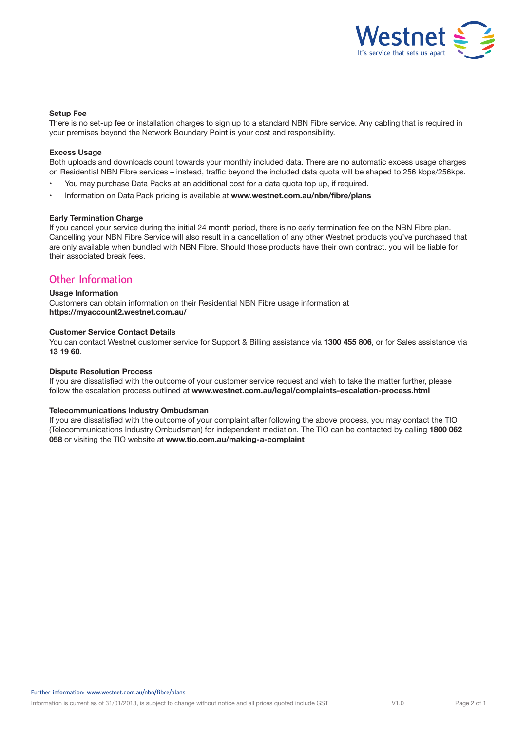### Setup Fee

There is no set-up fee or installation charges to sign up to a standard NBN Fibre service. Any cabling that is required in your premises beyond the Network Boundary Point is your cost and responsibility.

### Excess Usage

Both uploads and downloads count towards your monthly included data. There are no automatic excess usage charges on Residential NBN Fibre services – instead, traffic beyond the included data quota will be shaped to 256 kbps/256kps.

- You may purchase Data Packs at an additional cost for a data quota top up, if required.
- Information on Data Pack pricing is available at **www.westnet.com.au/nbn/fibre/plans**

### Early Termination Charge

If you cancel your service during the initial 24 month period, there is no early termination fee on the NBN Fibre plan. Cancelling your NBN Fibre Service will also result in a cancellation of any other Westnet products you've purchased that are only available when bundled with NBN Fibre. Should those products have their own contract, you will be liable for their associated break fees.

## Other Information

### Usage Information

Customers can obtain information on their Residential NBN Fibre usage information at **https://myaccount2.westnet.com.au/**

### Customer Service Contact Details

You can contact Westnet customer service for Support & Billing assistance via **1300 455 806**, or for Sales assistance via **13 19 60**.

### Dispute Resolution Process

If you are dissatisfied with the outcome of your customer service request and wish to take the matter further, please follow the escalation process outlined at **www.westnet.com.au/legal/complaints-escalation-process.html**

### Telecommunications Industry Ombudsman

If you are dissatisfied with the outcome of your complaint after following the above process, you may contact the TIO (Telecommunications Industry Ombudsman) for independent mediation. The TIO can be contacted by calling **1800 062 058** or visiting the TIO website at **www.tio.com.au/making-a-complaint**

Further information: www.westnet.com.au/nbn/fibre/plans

Information is current as of 31/01/2013, is subject to change without notice and all prices quoted include GST